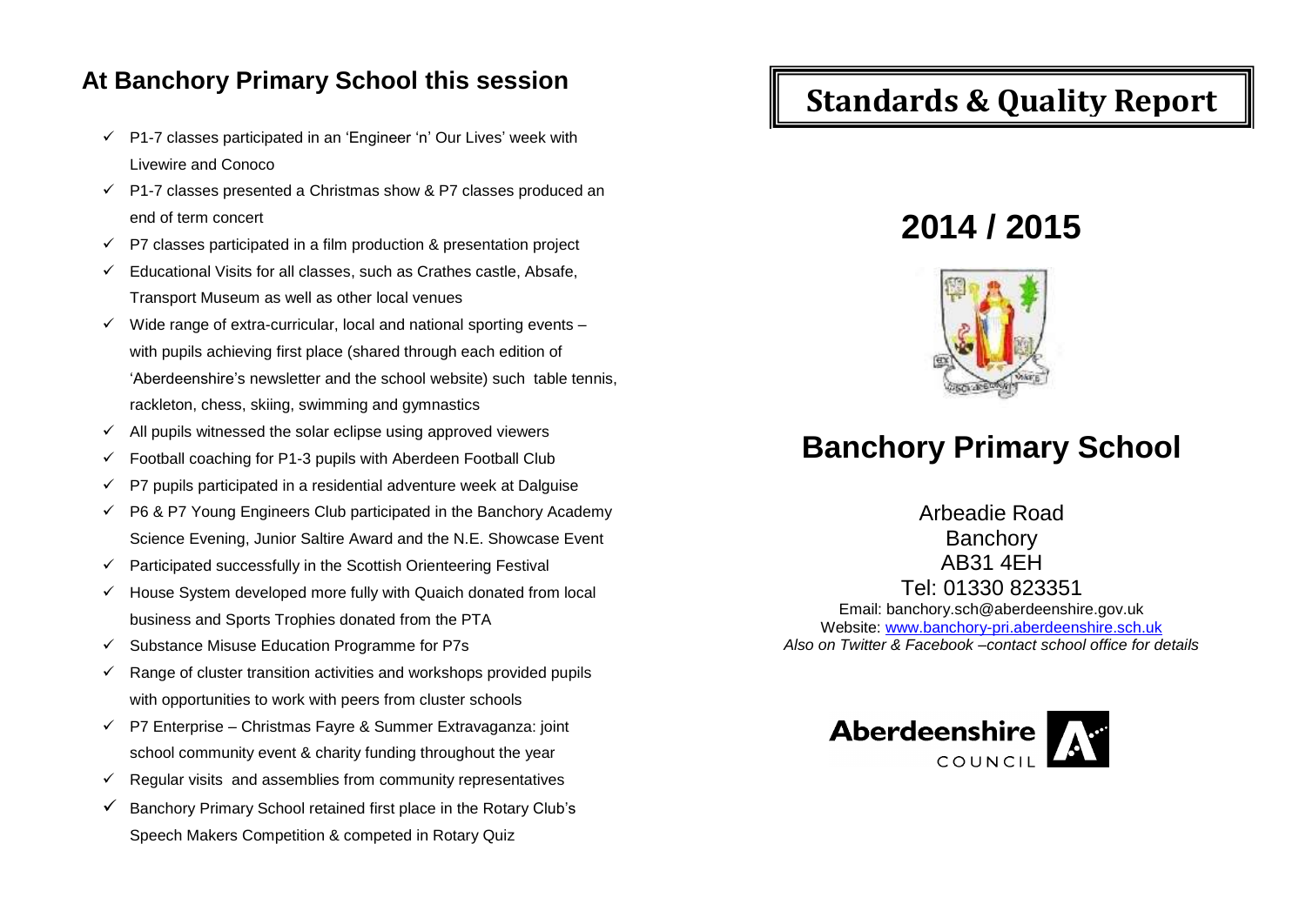## At Banchory Primary School this session

- ✓ P1-7 classes participated in an 'Engineer 'n' Our Lives' week with Livewire and Conoco
- ✓ P1-7 classes presented a Christmas show & P7 classes produced an end of term concert
- ✓ P7 classes participated in a film production & presentation project
- ✓ Educational Visits for all classes, such as Crathes castle, Absafe, Transport Museum as well as other local venues
- ✓ Wide range of extra-curricular, local and national sporting events – with pupils achieving first place (shared through each edition of 'Aberdeenshire's newsletter and the school website) such table tennis, rackleton, chess, skiing, swimming and gymnastics
- ✓ All pupils witnessed the solar eclipse using approved viewers
- ✓ Football coaching for P1-3 pupils with Aberdeen Football Club
- ✓ P7 pupils participated in a residential adventure week at Dalguise
- ✓ P6 & P7 Young Engineers Club participated in the Banchory Academy Science Evening, Junior Saltire Award and the N.E. Showcase Event
- ✓ Participated successfully in the Scottish Orienteering Festival
- ✓ House System developed more fully with Quaich donated from local business and Sports Trophies donated from the PTA
- ✓ Substance Misuse Education Programme for P7s
- ✓ Range of cluster transition activities and workshops provided pupils with opportunities to work with peers from cluster schools
- ✓ P7 Enterprise – Christmas Fayre & Summer Extravaganza: joint school community event & charity funding throughout the year
- ✓ Regular visits and assemblies from community representatives
- ✓ Banchory Primary School retained first place in the Rotary Club's Speech Makers Competition & competed in Rotary Quiz

# Standards & Quality Report

# 2014 / 2015

# Banchory Primary School

Arbeadie Road
Banchory
AB31 4EH
Tel: 01330 823351

Email: banchory.sch@aberdeenshire.gov.uk
Website: www.banchory-pri.aberdeenshire.sch.uk
*Also on Twitter & Facebook –contact school office for details*

Aberdeenshire COUNCIL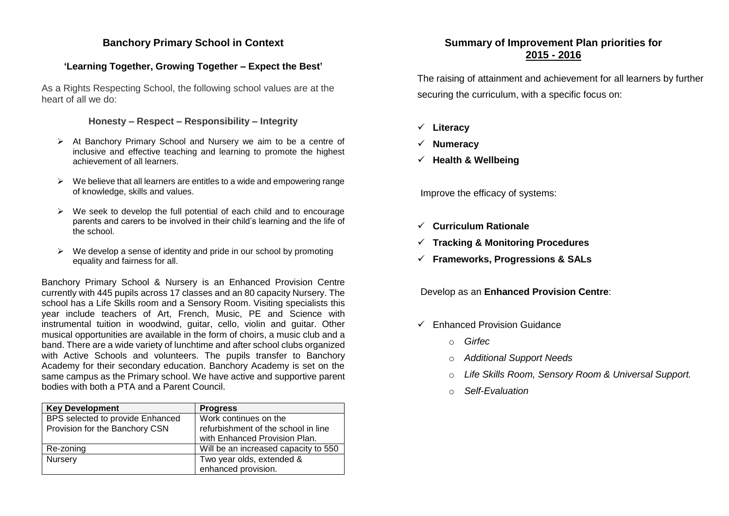## Banchory Primary School in Context

### 'Learning Together, Growing Together – Expect the Best'

As a Rights Respecting School, the following school values are at the heart of all we do:

**Honesty – Respect – Responsibility – Integrity**

- At Banchory Primary School and Nursery we aim to be a centre of inclusive and effective teaching and learning to promote the highest achievement of all learners.
- We believe that all learners are entitles to a wide and empowering range of knowledge, skills and values.
- We seek to develop the full potential of each child and to encourage parents and carers to be involved in their child's learning and the life of the school.
- We develop a sense of identity and pride in our school by promoting equality and fairness for all.

Banchory Primary School & Nursery is an Enhanced Provision Centre currently with 445 pupils across 17 classes and an 80 capacity Nursery. The school has a Life Skills room and a Sensory Room. Visiting specialists this year include teachers of Art, French, Music, PE and Science with instrumental tuition in woodwind, guitar, cello, violin and guitar. Other musical opportunities are available in the form of choirs, a music club and a band. There are a wide variety of lunchtime and after school clubs organized with Active Schools and volunteers. The pupils transfer to Banchory Academy for their secondary education. Banchory Academy is set on the same campus as the Primary school. We have active and supportive parent bodies with both a PTA and a Parent Council.

| Key Development | Progress |
| --- | --- |
| BPS selected to provide Enhanced Provision for the Banchory CSN | Work continues on the refurbishment of the school in line with Enhanced Provision Plan. |
| Re-zoning | Will be an increased capacity to 550 |
| Nursery | Two year olds, extended & enhanced provision. |

## Summary of Improvement Plan priorities for 2015 - 2016

The raising of attainment and achievement for all learners by further securing the curriculum, with a specific focus on:

- ✓ **Literacy**
- ✓ **Numeracy**
- ✓ **Health & Wellbeing**

Improve the efficacy of systems:

- ✓ **Curriculum Rationale**
- ✓ **Tracking & Monitoring Procedures**
- ✓ **Frameworks, Progressions & SALs**

Develop as an **Enhanced Provision Centre**:

- ✓ Enhanced Provision Guidance
  - *Girfec*
  - *Additional Support Needs*
  - *Life Skills Room, Sensory Room & Universal Support.*
  - *Self-Evaluation*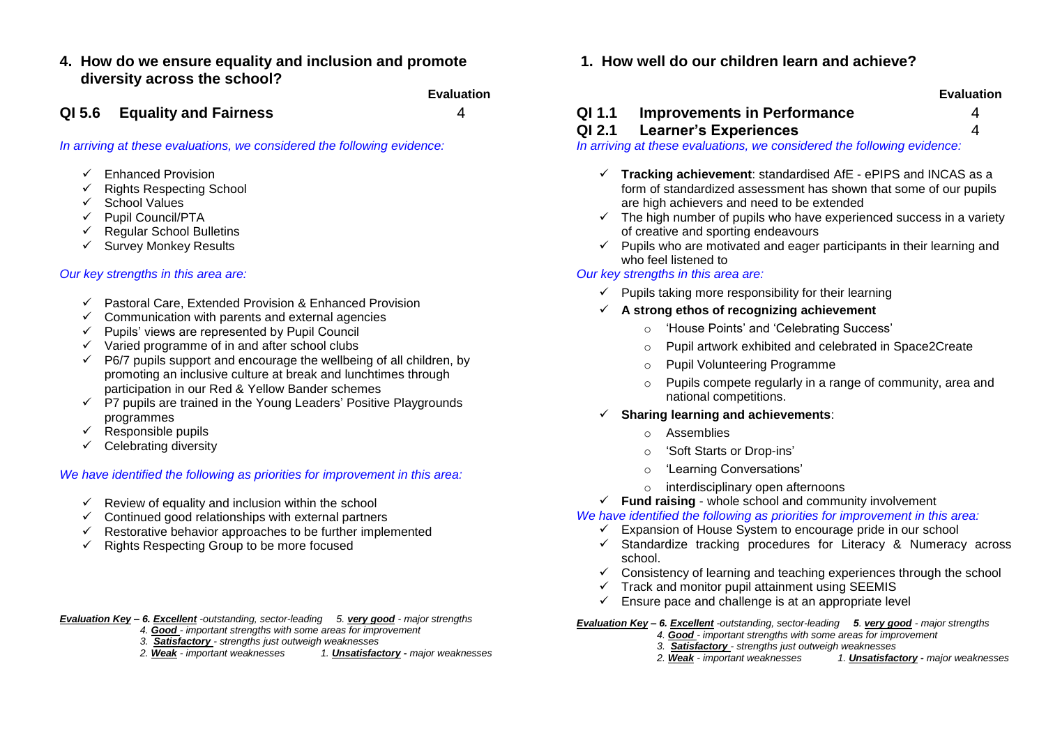## 4. How do we ensure equality and inclusion and promote diversity across the school?

| | Evaluation |
|---|---|
| **QI 5.6 Equality and Fairness** | 4 |

*In arriving at these evaluations, we considered the following evidence:*

- ✓ Enhanced Provision
- ✓ Rights Respecting School
- ✓ School Values
- ✓ Pupil Council/PTA
- ✓ Regular School Bulletins
- ✓ Survey Monkey Results

*Our key strengths in this area are:*

- ✓ Pastoral Care, Extended Provision & Enhanced Provision
- ✓ Communication with parents and external agencies
- ✓ Pupils' views are represented by Pupil Council
- ✓ Varied programme of in and after school clubs
- ✓ P6/7 pupils support and encourage the wellbeing of all children, by promoting an inclusive culture at break and lunchtimes through participation in our Red & Yellow Bander schemes
- ✓ P7 pupils are trained in the Young Leaders' Positive Playgrounds programmes
- ✓ Responsible pupils
- ✓ Celebrating diversity

*We have identified the following as priorities for improvement in this area:*

- ✓ Review of equality and inclusion within the school
- ✓ Continued good relationships with external partners
- ✓ Restorative behavior approaches to be further implemented
- ✓ Rights Respecting Group to be more focused

***Evaluation Key** – 6. **Excellent** -outstanding, sector-leading 5. **very good** - major strengths*
*4. **Good** - important strengths with some areas for improvement*
*3. **Satisfactory** - strengths just outweigh weaknesses*
*2. **Weak** - important weaknesses 1. **Unsatisfactory** - major weaknesses*

## 1. How well do our children learn and achieve?

| | Evaluation |
|---|---|
| **QI 1.1 Improvements in Performance** | 4 |
| **QI 2.1 Learner's Experiences** | 4 |

*In arriving at these evaluations, we considered the following evidence:*

- ✓ **Tracking achievement**: standardised AfE - ePIPS and INCAS as a form of standardized assessment has shown that some of our pupils are high achievers and need to be extended
- ✓ The high number of pupils who have experienced success in a variety of creative and sporting endeavours
- ✓ Pupils who are motivated and eager participants in their learning and who feel listened to

*Our key strengths in this area are:*

- ✓ Pupils taking more responsibility for their learning
- ✓ **A strong ethos of recognizing achievement**
  - 'House Points' and 'Celebrating Success'
  - Pupil artwork exhibited and celebrated in Space2Create
  - Pupil Volunteering Programme
  - Pupils compete regularly in a range of community, area and national competitions.
- ✓ **Sharing learning and achievements**:
  - Assemblies
  - 'Soft Starts or Drop-ins'
  - 'Learning Conversations'
  - interdisciplinary open afternoons
- ✓ **Fund raising** - whole school and community involvement

*We have identified the following as priorities for improvement in this area:*

- ✓ Expansion of House System to encourage pride in our school
- ✓ Standardize tracking procedures for Literacy & Numeracy across school.
- ✓ Consistency of learning and teaching experiences through the school
- ✓ Track and monitor pupil attainment using SEEMIS
- ✓ Ensure pace and challenge is at an appropriate level

***Evaluation Key** – 6. **Excellent** -outstanding, sector-leading **5**. **very good** - major strengths*
*4. **Good** - important strengths with some areas for improvement*
*3. **Satisfactory** - strengths just outweigh weaknesses*
*2. **Weak** - important weaknesses 1. **Unsatisfactory** - major weaknesses*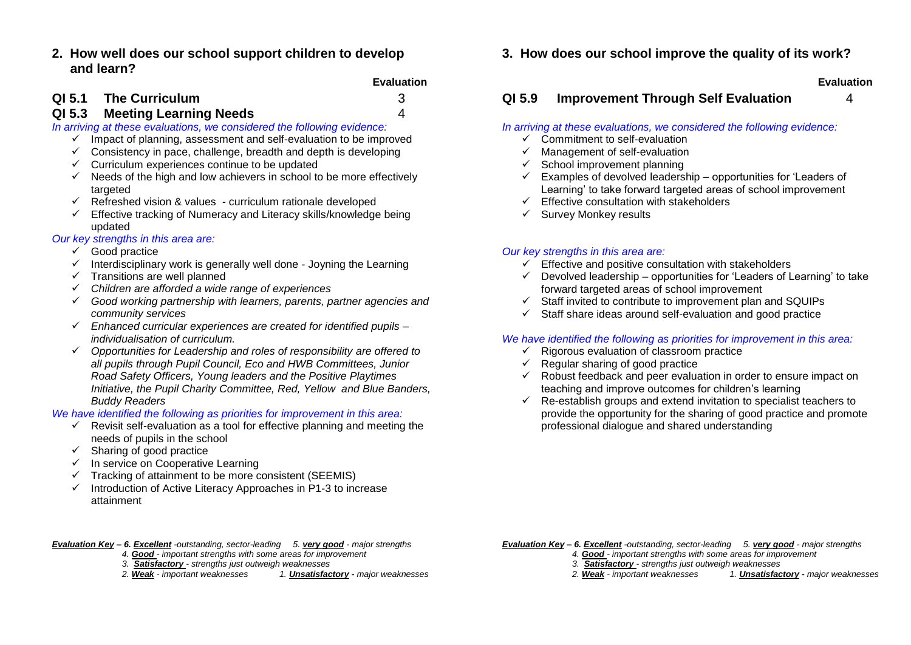## 2. How well does our school support children to develop and learn?

**Evaluation**

### QI 5.1 The Curriculum — 3
### QI 5.3 Meeting Learning Needs — 4

*In arriving at these evaluations, we considered the following evidence:*

- ✓ Impact of planning, assessment and self-evaluation to be improved
- ✓ Consistency in pace, challenge, breadth and depth is developing
- ✓ Curriculum experiences continue to be updated
- ✓ Needs of the high and low achievers in school to be more effectively targeted
- ✓ Refreshed vision & values - curriculum rationale developed
- ✓ Effective tracking of Numeracy and Literacy skills/knowledge being updated

*Our key strengths in this area are:*

- ✓ Good practice
- ✓ Interdisciplinary work is generally well done - Joyning the Learning
- ✓ Transitions are well planned
- ✓ *Children are afforded a wide range of experiences*
- ✓ *Good working partnership with learners, parents, partner agencies and community services*
- ✓ *Enhanced curricular experiences are created for identified pupils – individualisation of curriculum.*
- ✓ *Opportunities for Leadership and roles of responsibility are offered to all pupils through Pupil Council, Eco and HWB Committees, Junior Road Safety Officers, Young leaders and the Positive Playtimes Initiative, the Pupil Charity Committee, Red, Yellow and Blue Banders, Buddy Readers*

*We have identified the following as priorities for improvement in this area:*

- ✓ Revisit self-evaluation as a tool for effective planning and meeting the needs of pupils in the school
- ✓ Sharing of good practice
- ✓ In service on Cooperative Learning
- ✓ Tracking of attainment to be more consistent (SEEMIS)
- ✓ Introduction of Active Literacy Approaches in P1-3 to increase attainment

***Evaluation Key** – 6. **Excellent** -outstanding, sector-leading 5. **very good** - major strengths*
*4. **Good** - important strengths with some areas for improvement*
*3. **Satisfactory** - strengths just outweigh weaknesses*
*2. **Weak** - important weaknesses 1. **Unsatisfactory** - major weaknesses*

## 3. How does our school improve the quality of its work?

**Evaluation**

### QI 5.9 Improvement Through Self Evaluation — 4

*In arriving at these evaluations, we considered the following evidence:*

- ✓ Commitment to self-evaluation
- ✓ Management of self-evaluation
- ✓ School improvement planning
- ✓ Examples of devolved leadership – opportunities for 'Leaders of Learning' to take forward targeted areas of school improvement
- ✓ Effective consultation with stakeholders
- ✓ Survey Monkey results

*Our key strengths in this area are:*

- ✓ Effective and positive consultation with stakeholders
- ✓ Devolved leadership – opportunities for 'Leaders of Learning' to take forward targeted areas of school improvement
- ✓ Staff invited to contribute to improvement plan and SQUIPs
- ✓ Staff share ideas around self-evaluation and good practice

*We have identified the following as priorities for improvement in this area:*

- ✓ Rigorous evaluation of classroom practice
- ✓ Regular sharing of good practice
- ✓ Robust feedback and peer evaluation in order to ensure impact on teaching and improve outcomes for children's learning
- ✓ Re-establish groups and extend invitation to specialist teachers to provide the opportunity for the sharing of good practice and promote professional dialogue and shared understanding

***Evaluation Key** – 6. **Excellent** -outstanding, sector-leading 5. **very good** - major strengths*
*4. **Good** - important strengths with some areas for improvement*
*3. **Satisfactory** - strengths just outweigh weaknesses*
*2. **Weak** - important weaknesses 1. **Unsatisfactory** - major weaknesses*